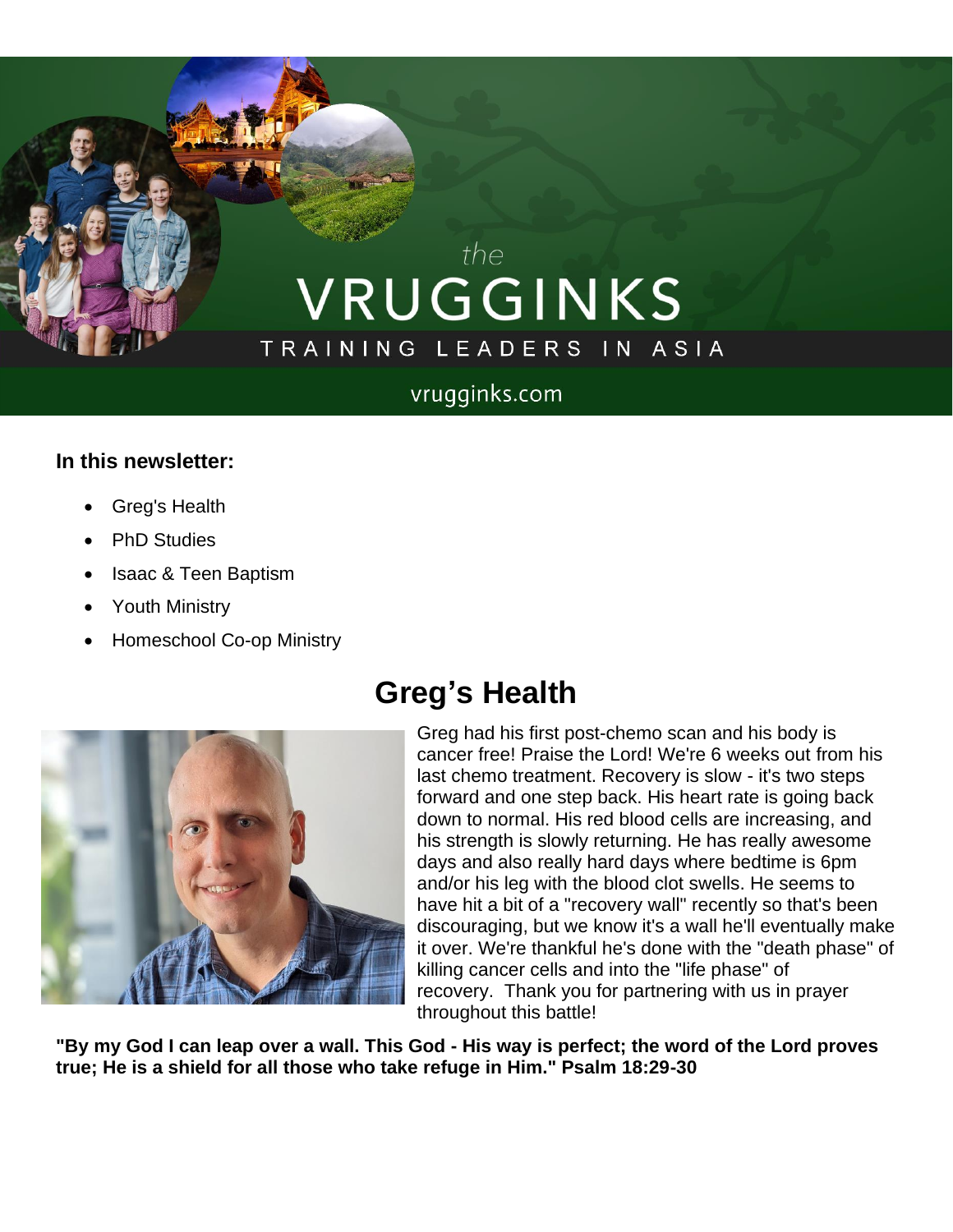the

# VRUGGINKS

TRAINING LEADERS IN ASIA

vrugginks.com

**In this newsletter:**

- Greg's Health
- PhD Studies
- Isaac & Teen Baptism
- Youth Ministry
- Homeschool Co-op Ministry

## Greg's Health

Greg had his first post-chemo scan and his body is cancer free! Praise the Lord! We're 6 weeks out from his last chemo treatment. Recovery is slow - it's two steps forward and one step back. His heart rate is going back down to normal. His red blood cells are increasing, and his strength is slowly returning. He has really awesome days and also really hard days where bedtime is 6pm and/or his leg with the blood clot swells. He seems to have hit a bit of a "recovery wall" recently so that's been discouraging, but we know it's a wall he'll eventually make it over. We're thankful he's done with the "death phase" of killing cancer cells and into the "life phase" of recovery. Thank you for partnering with us in prayer throughout this battle!

**"By my God I can leap over a wall. This God - His way is perfect; the word of the Lord proves true; He is a shield for all those who take refuge in Him." Psalm 18:29-30**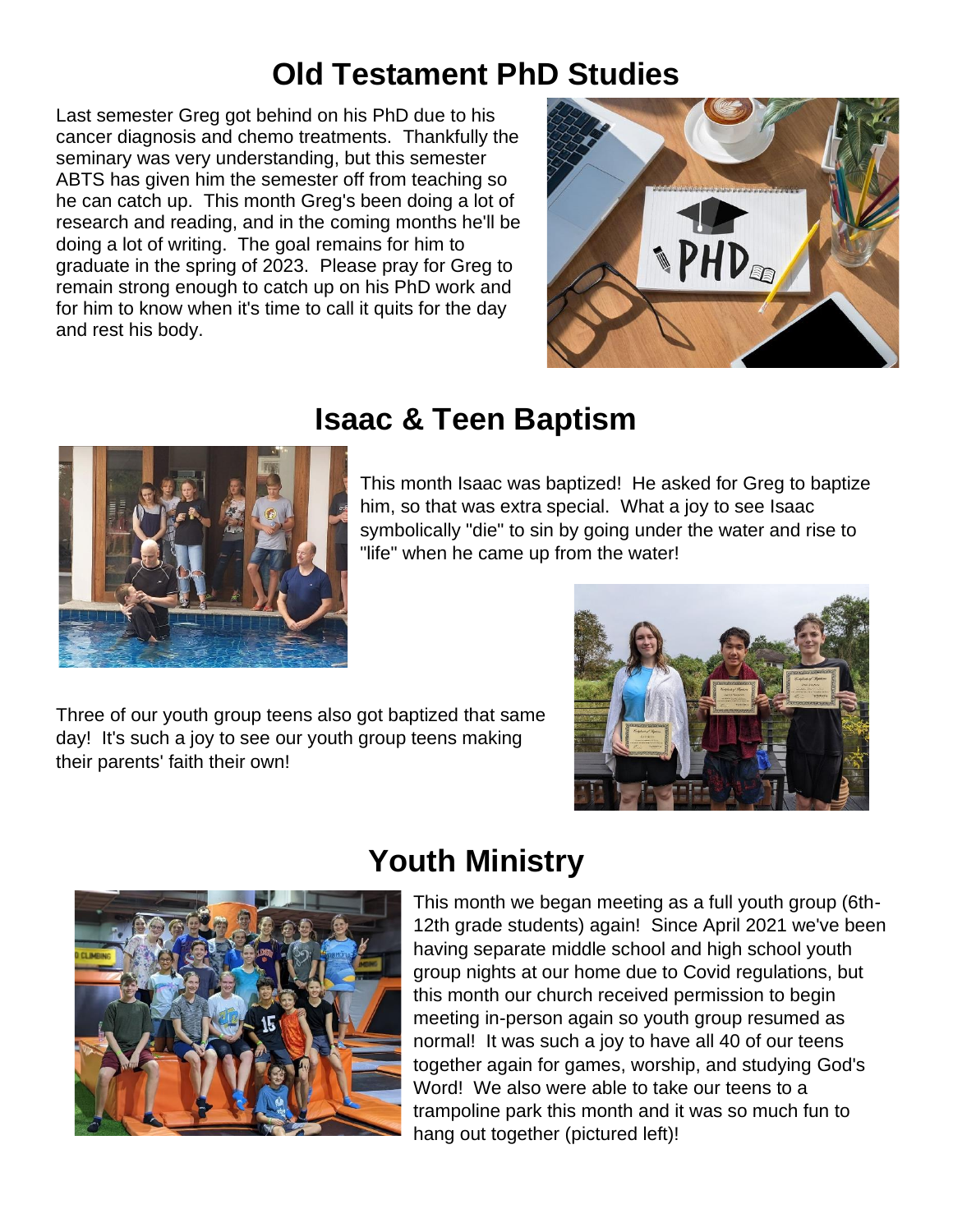## Old Testament PhD Studies

Last semester Greg got behind on his PhD due to his cancer diagnosis and chemo treatments. Thankfully the seminary was very understanding, but this semester ABTS has given him the semester off from teaching so he can catch up. This month Greg's been doing a lot of research and reading, and in the coming months he'll be doing a lot of writing. The goal remains for him to graduate in the spring of 2023. Please pray for Greg to remain strong enough to catch up on his PhD work and for him to know when it's time to call it quits for the day and rest his body.

## Isaac & Teen Baptism

This month Isaac was baptized! He asked for Greg to baptize him, so that was extra special. What a joy to see Isaac symbolically "die" to sin by going under the water and rise to "life" when he came up from the water!

Three of our youth group teens also got baptized that same day! It's such a joy to see our youth group teens making their parents' faith their own!

## Youth Ministry

This month we began meeting as a full youth group (6th-12th grade students) again! Since April 2021 we've been having separate middle school and high school youth group nights at our home due to Covid regulations, but this month our church received permission to begin meeting in-person again so youth group resumed as normal! It was such a joy to have all 40 of our teens together again for games, worship, and studying God's Word! We also were able to take our teens to a trampoline park this month and it was so much fun to hang out together (pictured left)!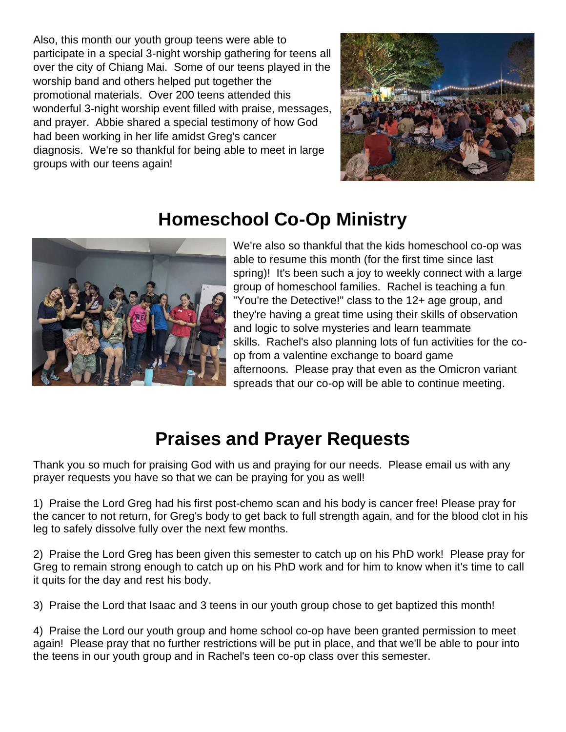Also, this month our youth group teens were able to participate in a special 3-night worship gathering for teens all over the city of Chiang Mai. Some of our teens played in the worship band and others helped put together the promotional materials. Over 200 teens attended this wonderful 3-night worship event filled with praise, messages, and prayer. Abbie shared a special testimony of how God had been working in her life amidst Greg's cancer diagnosis. We're so thankful for being able to meet in large groups with our teens again!

## Homeschool Co-Op Ministry

We're also so thankful that the kids homeschool co-op was able to resume this month (for the first time since last spring)! It's been such a joy to weekly connect with a large group of homeschool families. Rachel is teaching a fun "You're the Detective!" class to the 12+ age group, and they're having a great time using their skills of observation and logic to solve mysteries and learn teammate skills. Rachel's also planning lots of fun activities for the co-op from a valentine exchange to board game afternoons. Please pray that even as the Omicron variant spreads that our co-op will be able to continue meeting.

## Praises and Prayer Requests

Thank you so much for praising God with us and praying for our needs. Please email us with any prayer requests you have so that we can be praying for you as well!

1) Praise the Lord Greg had his first post-chemo scan and his body is cancer free! Please pray for the cancer to not return, for Greg's body to get back to full strength again, and for the blood clot in his leg to safely dissolve fully over the next few months.

2) Praise the Lord Greg has been given this semester to catch up on his PhD work! Please pray for Greg to remain strong enough to catch up on his PhD work and for him to know when it's time to call it quits for the day and rest his body.

3) Praise the Lord that Isaac and 3 teens in our youth group chose to get baptized this month!

4) Praise the Lord our youth group and home school co-op have been granted permission to meet again! Please pray that no further restrictions will be put in place, and that we'll be able to pour into the teens in our youth group and in Rachel's teen co-op class over this semester.